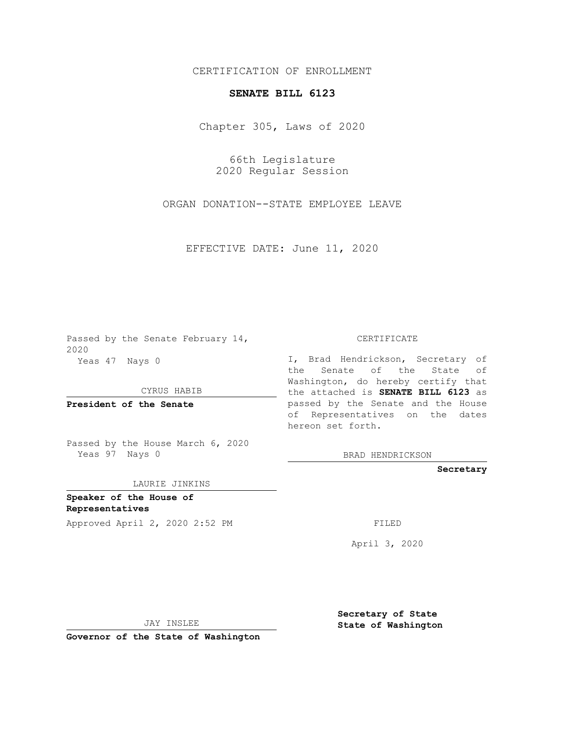CERTIFICATION OF ENROLLMENT

**SENATE BILL 6123**

Chapter 305, Laws of 2020

66th Legislature
2020 Regular Session

ORGAN DONATION--STATE EMPLOYEE LEAVE

EFFECTIVE DATE: June 11, 2020

Passed by the Senate February 14, 2020
Yeas 47 Nays 0

CYRUS HABIB

**President of the Senate**

Passed by the House March 6, 2020
Yeas 97 Nays 0

LAURIE JINKINS

**Speaker of the House of Representatives**

Approved April 2, 2020 2:52 PM

JAY INSLEE

**Governor of the State of Washington**

CERTIFICATE

I, Brad Hendrickson, Secretary of the Senate of the State of Washington, do hereby certify that the attached is **SENATE BILL 6123** as passed by the Senate and the House of Representatives on the dates hereon set forth.

BRAD HENDRICKSON

**Secretary**

FILED

April 3, 2020

**Secretary of State**
**State of Washington**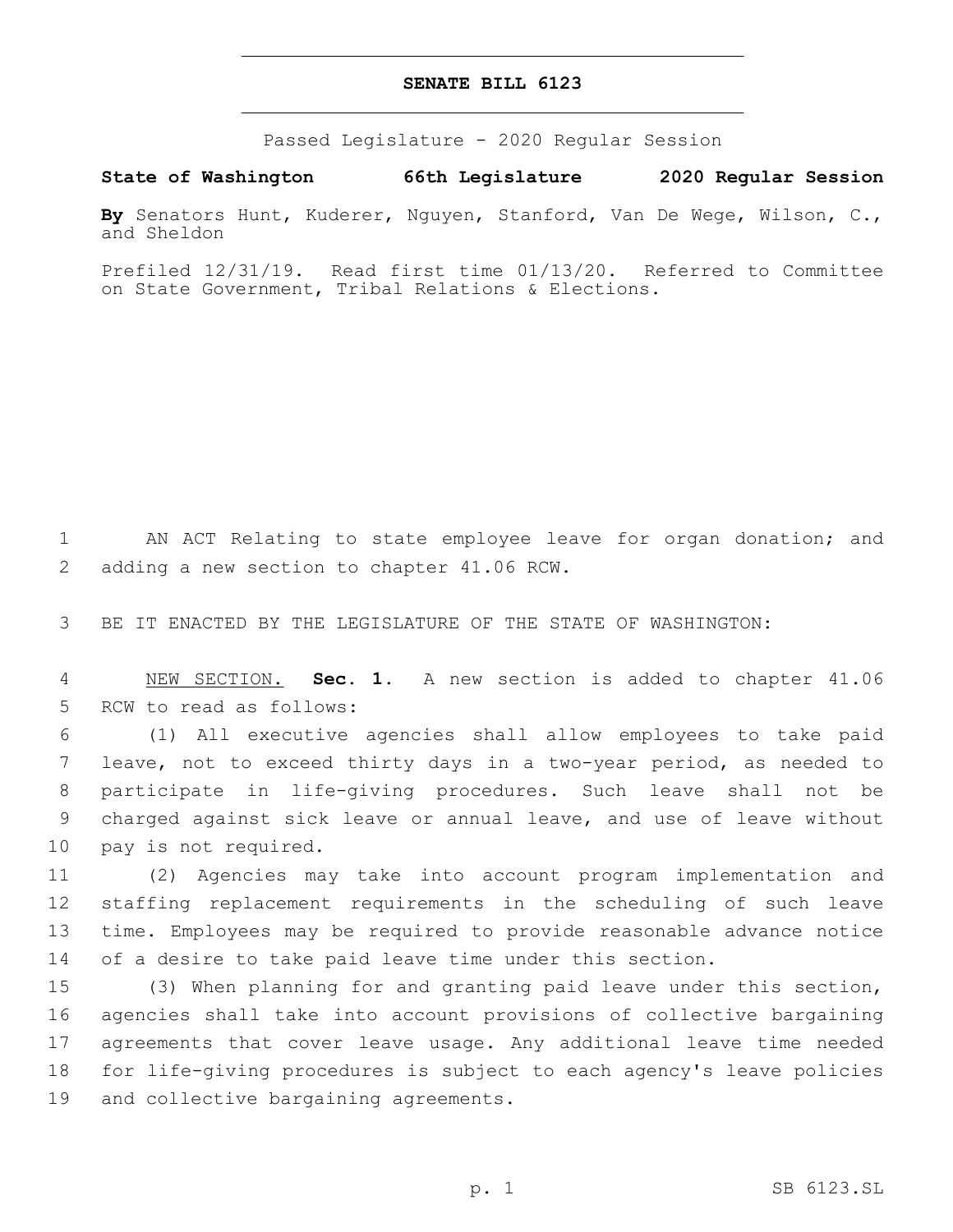# SENATE BILL 6123

Passed Legislature - 2020 Regular Session

**State of Washington 66th Legislature 2020 Regular Session**

**By** Senators Hunt, Kuderer, Nguyen, Stanford, Van De Wege, Wilson, C., and Sheldon

Prefiled 12/31/19. Read first time 01/13/20. Referred to Committee on State Government, Tribal Relations & Elections.

AN ACT Relating to state employee leave for organ donation; and adding a new section to chapter 41.06 RCW.

BE IT ENACTED BY THE LEGISLATURE OF THE STATE OF WASHINGTON:

NEW SECTION. **Sec. 1.** A new section is added to chapter 41.06 RCW to read as follows:

(1) All executive agencies shall allow employees to take paid leave, not to exceed thirty days in a two-year period, as needed to participate in life-giving procedures. Such leave shall not be charged against sick leave or annual leave, and use of leave without pay is not required.

(2) Agencies may take into account program implementation and staffing replacement requirements in the scheduling of such leave time. Employees may be required to provide reasonable advance notice of a desire to take paid leave time under this section.

(3) When planning for and granting paid leave under this section, agencies shall take into account provisions of collective bargaining agreements that cover leave usage. Any additional leave time needed for life-giving procedures is subject to each agency's leave policies and collective bargaining agreements.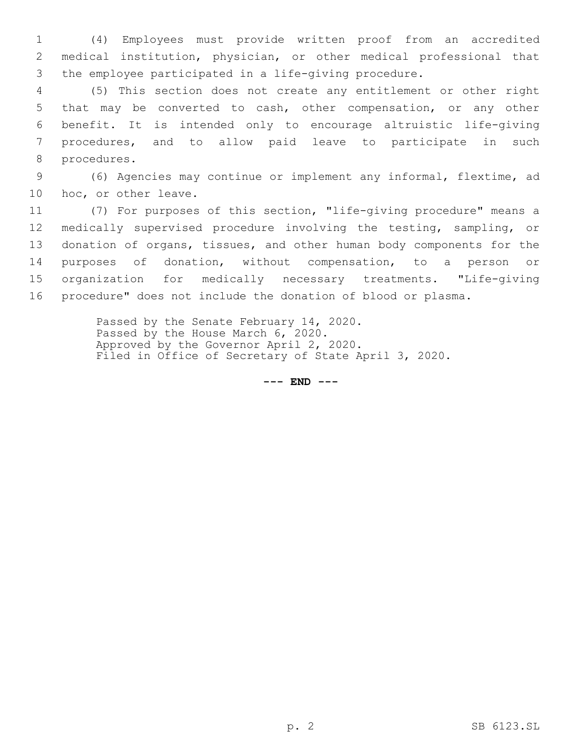(4) Employees must provide written proof from an accredited medical institution, physician, or other medical professional that the employee participated in a life-giving procedure.

(5) This section does not create any entitlement or other right that may be converted to cash, other compensation, or any other benefit. It is intended only to encourage altruistic life-giving procedures, and to allow paid leave to participate in such procedures.

(6) Agencies may continue or implement any informal, flextime, ad hoc, or other leave.

(7) For purposes of this section, "life-giving procedure" means a medically supervised procedure involving the testing, sampling, or donation of organs, tissues, and other human body components for the purposes of donation, without compensation, to a person or organization for medically necessary treatments. "Life-giving procedure" does not include the donation of blood or plasma.

Passed by the Senate February 14, 2020.
Passed by the House March 6, 2020.
Approved by the Governor April 2, 2020.
Filed in Office of Secretary of State April 3, 2020.

**--- END ---**